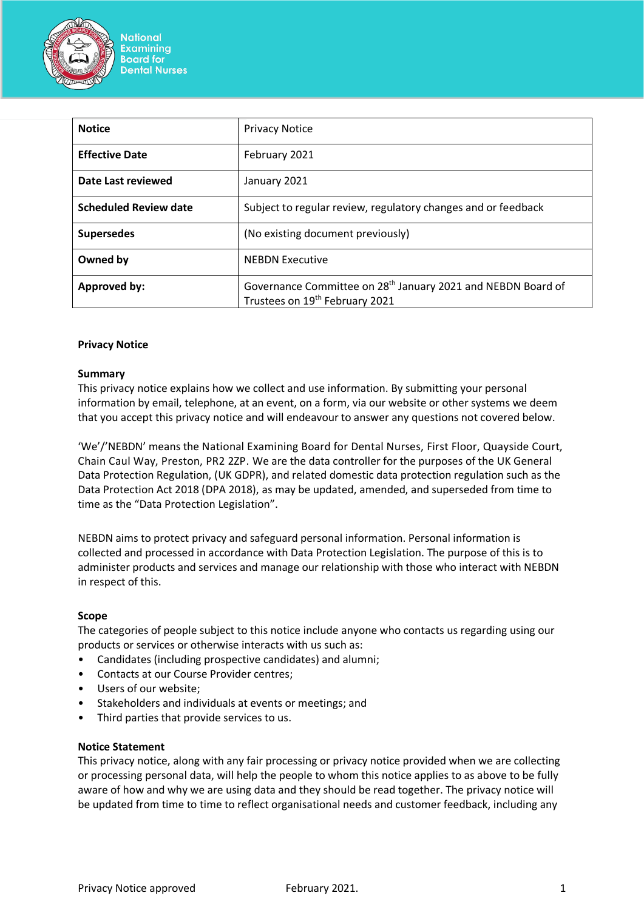National Examining Board for Dental Nurses

| Notice | Privacy Notice |
| --- | --- |
| **Effective Date** | February 2021 |
| **Date Last reviewed** | January 2021 |
| **Scheduled Review date** | Subject to regular review, regulatory changes and or feedback |
| **Supersedes** | (No existing document previously) |
| **Owned by** | NEBDN Executive |
| **Approved by:** | Governance Committee on 28th January 2021 and NEBDN Board of Trustees on 19th February 2021 |

**Privacy Notice**

**Summary**

This privacy notice explains how we collect and use information. By submitting your personal information by email, telephone, at an event, on a form, via our website or other systems we deem that you accept this privacy notice and will endeavour to answer any questions not covered below.

'We'/'NEBDN' means the National Examining Board for Dental Nurses, First Floor, Quayside Court, Chain Caul Way, Preston, PR2 2ZP. We are the data controller for the purposes of the UK General Data Protection Regulation, (UK GDPR), and related domestic data protection regulation such as the Data Protection Act 2018 (DPA 2018), as may be updated, amended, and superseded from time to time as the "Data Protection Legislation".

NEBDN aims to protect privacy and safeguard personal information. Personal information is collected and processed in accordance with Data Protection Legislation. The purpose of this is to administer products and services and manage our relationship with those who interact with NEBDN in respect of this.

**Scope**

The categories of people subject to this notice include anyone who contacts us regarding using our products or services or otherwise interacts with us such as:

- Candidates (including prospective candidates) and alumni;
- Contacts at our Course Provider centres;
- Users of our website;
- Stakeholders and individuals at events or meetings; and
- Third parties that provide services to us.

**Notice Statement**

This privacy notice, along with any fair processing or privacy notice provided when we are collecting or processing personal data, will help the people to whom this notice applies to as above to be fully aware of how and why we are using data and they should be read together. The privacy notice will be updated from time to time to reflect organisational needs and customer feedback, including any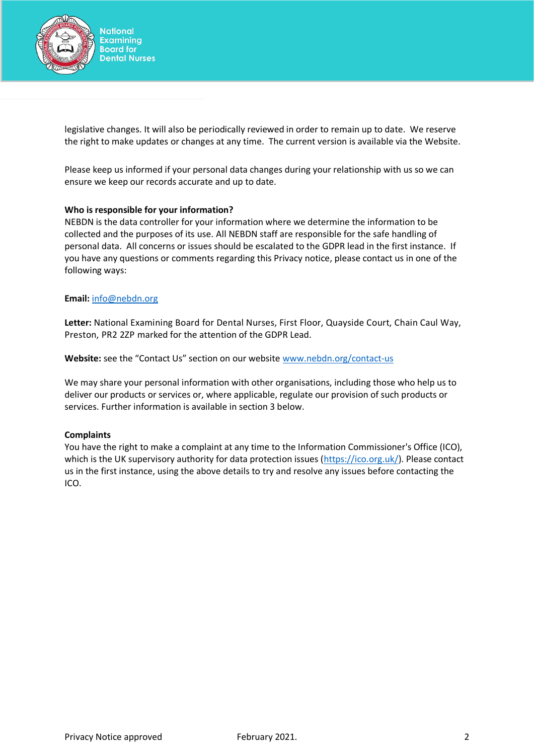legislative changes. It will also be periodically reviewed in order to remain up to date. We reserve the right to make updates or changes at any time. The current version is available via the Website.

Please keep us informed if your personal data changes during your relationship with us so we can ensure we keep our records accurate and up to date.

**Who is responsible for your information?**

NEBDN is the data controller for your information where we determine the information to be collected and the purposes of its use. All NEBDN staff are responsible for the safe handling of personal data. All concerns or issues should be escalated to the GDPR lead in the first instance. If you have any questions or comments regarding this Privacy notice, please contact us in one of the following ways:

**Email:** info@nebdn.org

**Letter:** National Examining Board for Dental Nurses, First Floor, Quayside Court, Chain Caul Way, Preston, PR2 2ZP marked for the attention of the GDPR Lead.

**Website:** see the "Contact Us" section on our website www.nebdn.org/contact-us

We may share your personal information with other organisations, including those who help us to deliver our products or services or, where applicable, regulate our provision of such products or services. Further information is available in section 3 below.

**Complaints**

You have the right to make a complaint at any time to the Information Commissioner's Office (ICO), which is the UK supervisory authority for data protection issues (https://ico.org.uk/). Please contact us in the first instance, using the above details to try and resolve any issues before contacting the ICO.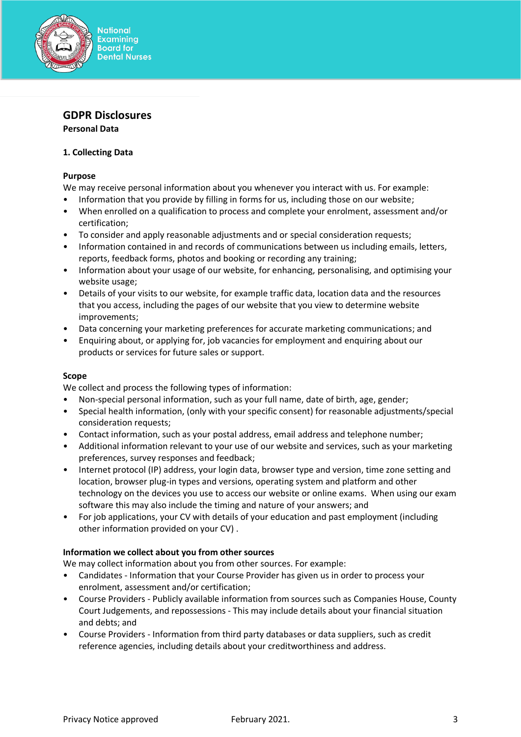# GDPR Disclosures

**Personal Data**

## 1. Collecting Data

### Purpose

We may receive personal information about you whenever you interact with us. For example:

- Information that you provide by filling in forms for us, including those on our website;
- When enrolled on a qualification to process and complete your enrolment, assessment and/or certification;
- To consider and apply reasonable adjustments and or special consideration requests;
- Information contained in and records of communications between us including emails, letters, reports, feedback forms, photos and booking or recording any training;
- Information about your usage of our website, for enhancing, personalising, and optimising your website usage;
- Details of your visits to our website, for example traffic data, location data and the resources that you access, including the pages of our website that you view to determine website improvements;
- Data concerning your marketing preferences for accurate marketing communications; and
- Enquiring about, or applying for, job vacancies for employment and enquiring about our products or services for future sales or support.

### Scope

We collect and process the following types of information:

- Non-special personal information, such as your full name, date of birth, age, gender;
- Special health information, (only with your specific consent) for reasonable adjustments/special consideration requests;
- Contact information, such as your postal address, email address and telephone number;
- Additional information relevant to your use of our website and services, such as your marketing preferences, survey responses and feedback;
- Internet protocol (IP) address, your login data, browser type and version, time zone setting and location, browser plug-in types and versions, operating system and platform and other technology on the devices you use to access our website or online exams. When using our exam software this may also include the timing and nature of your answers; and
- For job applications, your CV with details of your education and past employment (including other information provided on your CV) .

### Information we collect about you from other sources

We may collect information about you from other sources. For example:

- Candidates - Information that your Course Provider has given us in order to process your enrolment, assessment and/or certification;
- Course Providers - Publicly available information from sources such as Companies House, County Court Judgements, and repossessions - This may include details about your financial situation and debts; and
- Course Providers - Information from third party databases or data suppliers, such as credit reference agencies, including details about your creditworthiness and address.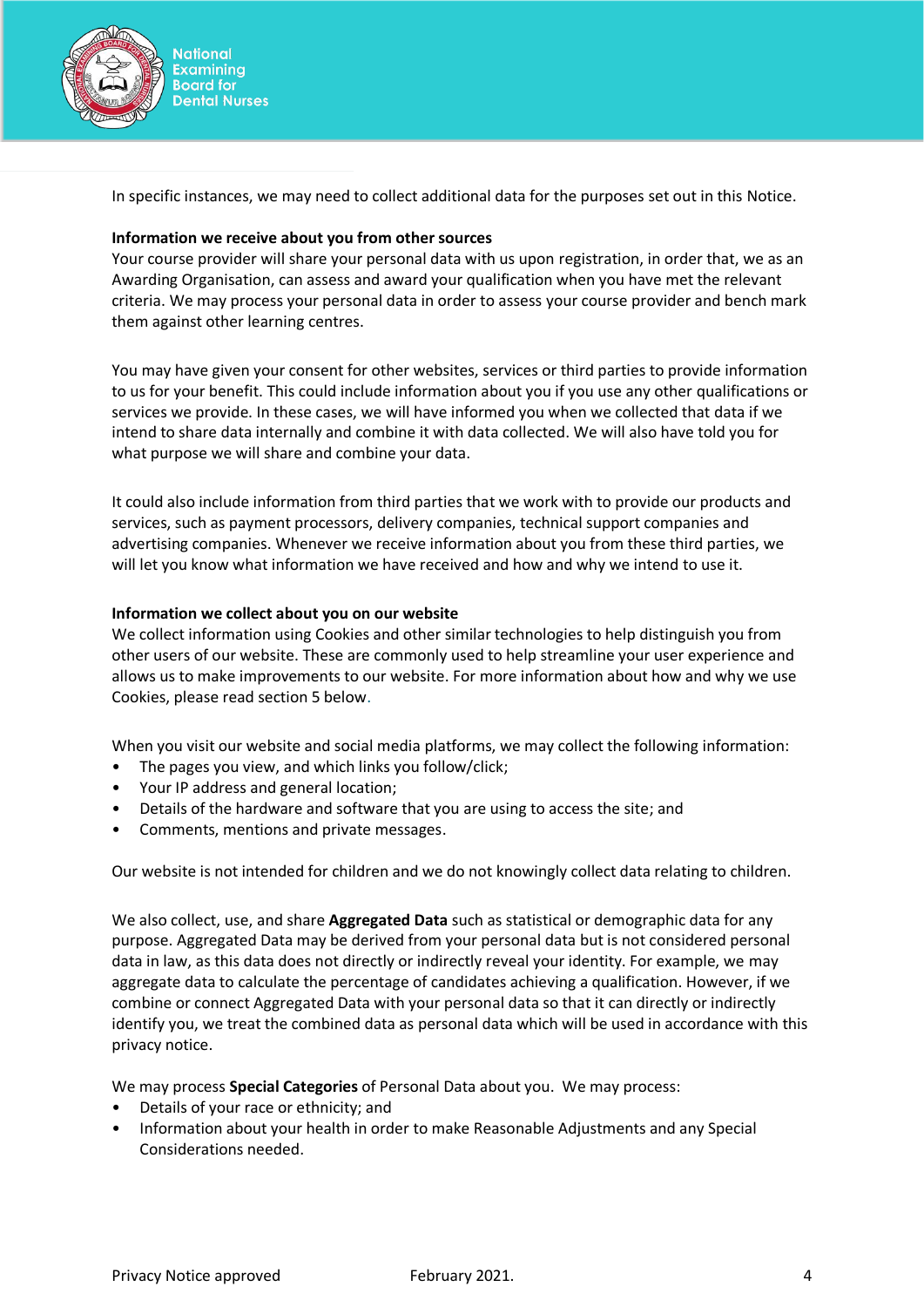In specific instances, we may need to collect additional data for the purposes set out in this Notice.

**Information we receive about you from other sources**

Your course provider will share your personal data with us upon registration, in order that, we as an Awarding Organisation, can assess and award your qualification when you have met the relevant criteria. We may process your personal data in order to assess your course provider and bench mark them against other learning centres.

You may have given your consent for other websites, services or third parties to provide information to us for your benefit. This could include information about you if you use any other qualifications or services we provide. In these cases, we will have informed you when we collected that data if we intend to share data internally and combine it with data collected. We will also have told you for what purpose we will share and combine your data.

It could also include information from third parties that we work with to provide our products and services, such as payment processors, delivery companies, technical support companies and advertising companies. Whenever we receive information about you from these third parties, we will let you know what information we have received and how and why we intend to use it.

**Information we collect about you on our website**

We collect information using Cookies and other similar technologies to help distinguish you from other users of our website. These are commonly used to help streamline your user experience and allows us to make improvements to our website. For more information about how and why we use Cookies, please read section 5 below.

When you visit our website and social media platforms, we may collect the following information:

- The pages you view, and which links you follow/click;
- Your IP address and general location;
- Details of the hardware and software that you are using to access the site; and
- Comments, mentions and private messages.

Our website is not intended for children and we do not knowingly collect data relating to children.

We also collect, use, and share **Aggregated Data** such as statistical or demographic data for any purpose. Aggregated Data may be derived from your personal data but is not considered personal data in law, as this data does not directly or indirectly reveal your identity. For example, we may aggregate data to calculate the percentage of candidates achieving a qualification. However, if we combine or connect Aggregated Data with your personal data so that it can directly or indirectly identify you, we treat the combined data as personal data which will be used in accordance with this privacy notice.

We may process **Special Categories** of Personal Data about you. We may process:

- Details of your race or ethnicity; and
- Information about your health in order to make Reasonable Adjustments and any Special Considerations needed.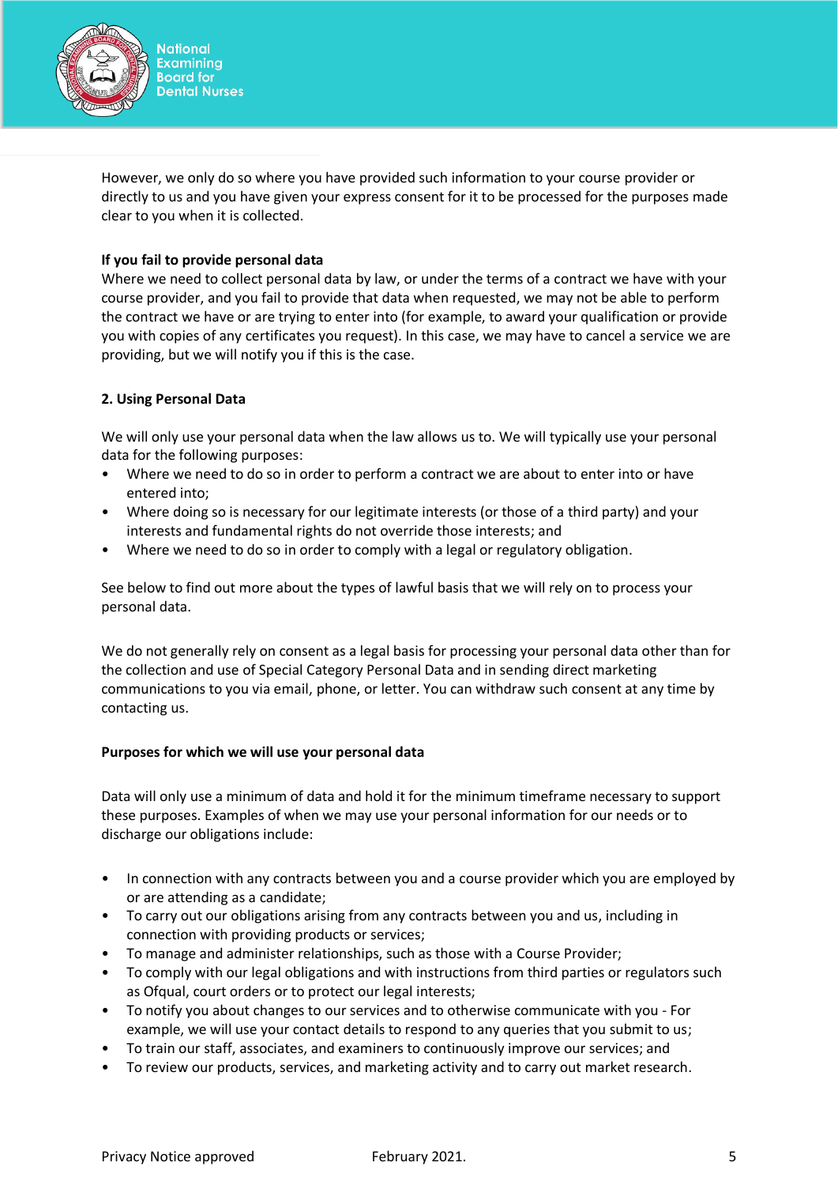However, we only do so where you have provided such information to your course provider or directly to us and you have given your express consent for it to be processed for the purposes made clear to you when it is collected.

**If you fail to provide personal data**

Where we need to collect personal data by law, or under the terms of a contract we have with your course provider, and you fail to provide that data when requested, we may not be able to perform the contract we have or are trying to enter into (for example, to award your qualification or provide you with copies of any certificates you request). In this case, we may have to cancel a service we are providing, but we will notify you if this is the case.

## 2. Using Personal Data

We will only use your personal data when the law allows us to. We will typically use your personal data for the following purposes:

- Where we need to do so in order to perform a contract we are about to enter into or have entered into;
- Where doing so is necessary for our legitimate interests (or those of a third party) and your interests and fundamental rights do not override those interests; and
- Where we need to do so in order to comply with a legal or regulatory obligation.

See below to find out more about the types of lawful basis that we will rely on to process your personal data.

We do not generally rely on consent as a legal basis for processing your personal data other than for the collection and use of Special Category Personal Data and in sending direct marketing communications to you via email, phone, or letter. You can withdraw such consent at any time by contacting us.

**Purposes for which we will use your personal data**

Data will only use a minimum of data and hold it for the minimum timeframe necessary to support these purposes. Examples of when we may use your personal information for our needs or to discharge our obligations include:

- In connection with any contracts between you and a course provider which you are employed by or are attending as a candidate;
- To carry out our obligations arising from any contracts between you and us, including in connection with providing products or services;
- To manage and administer relationships, such as those with a Course Provider;
- To comply with our legal obligations and with instructions from third parties or regulators such as Ofqual, court orders or to protect our legal interests;
- To notify you about changes to our services and to otherwise communicate with you - For example, we will use your contact details to respond to any queries that you submit to us;
- To train our staff, associates, and examiners to continuously improve our services; and
- To review our products, services, and marketing activity and to carry out market research.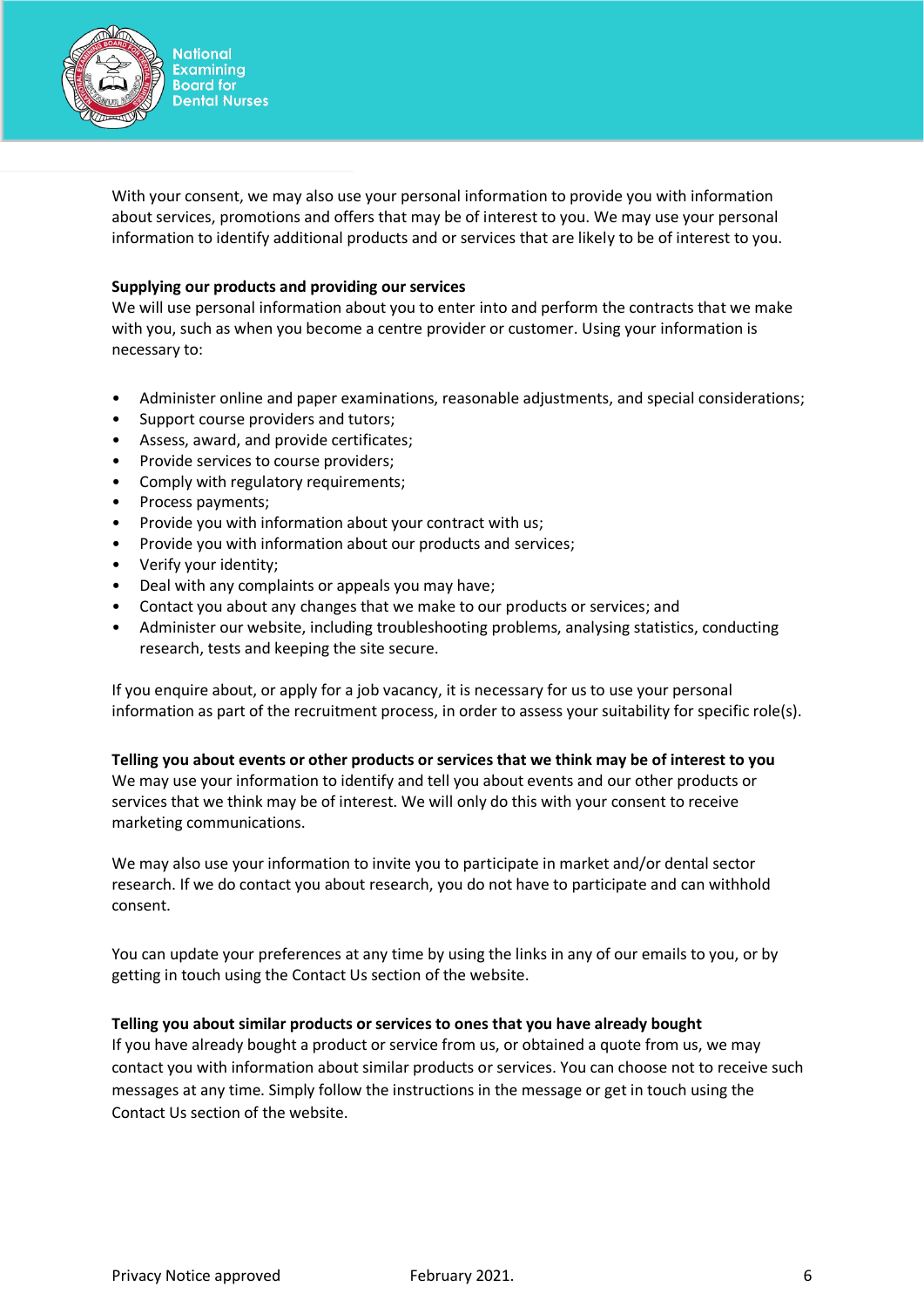With your consent, we may also use your personal information to provide you with information about services, promotions and offers that may be of interest to you. We may use your personal information to identify additional products and or services that are likely to be of interest to you.

**Supplying our products and providing our services**

We will use personal information about you to enter into and perform the contracts that we make with you, such as when you become a centre provider or customer. Using your information is necessary to:

- Administer online and paper examinations, reasonable adjustments, and special considerations;
- Support course providers and tutors;
- Assess, award, and provide certificates;
- Provide services to course providers;
- Comply with regulatory requirements;
- Process payments;
- Provide you with information about your contract with us;
- Provide you with information about our products and services;
- Verify your identity;
- Deal with any complaints or appeals you may have;
- Contact you about any changes that we make to our products or services; and
- Administer our website, including troubleshooting problems, analysing statistics, conducting research, tests and keeping the site secure.

If you enquire about, or apply for a job vacancy, it is necessary for us to use your personal information as part of the recruitment process, in order to assess your suitability for specific role(s).

**Telling you about events or other products or services that we think may be of interest to you**

We may use your information to identify and tell you about events and our other products or services that we think may be of interest. We will only do this with your consent to receive marketing communications.

We may also use your information to invite you to participate in market and/or dental sector research. If we do contact you about research, you do not have to participate and can withhold consent.

You can update your preferences at any time by using the links in any of our emails to you, or by getting in touch using the Contact Us section of the website.

**Telling you about similar products or services to ones that you have already bought**

If you have already bought a product or service from us, or obtained a quote from us, we may contact you with information about similar products or services. You can choose not to receive such messages at any time. Simply follow the instructions in the message or get in touch using the Contact Us section of the website.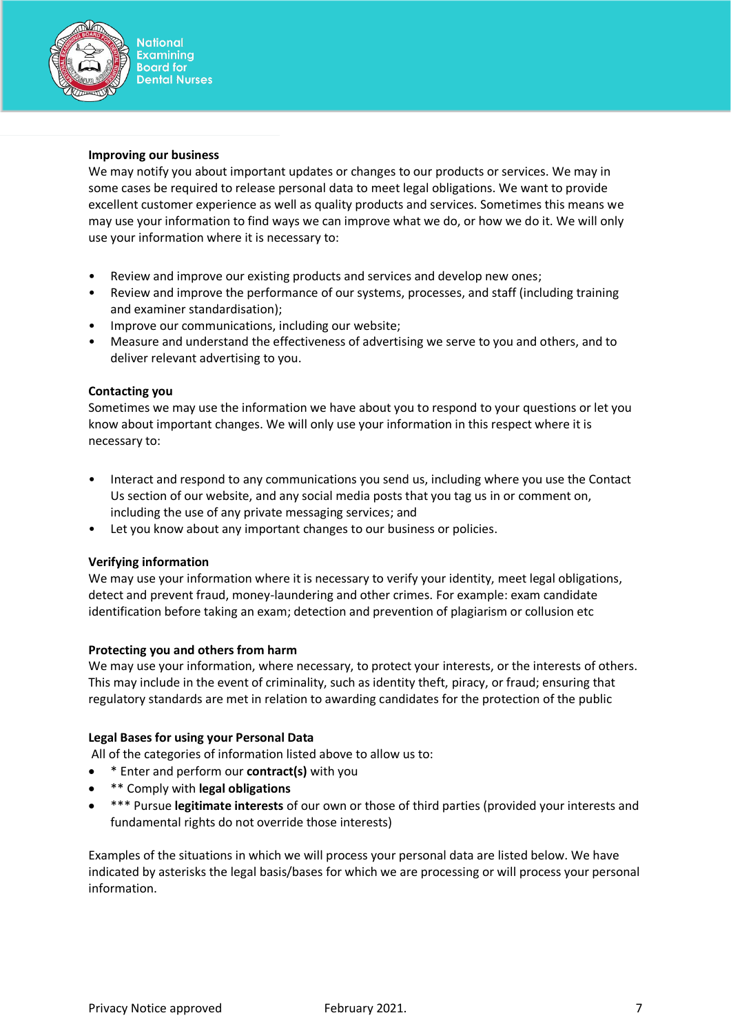**Improving our business**

We may notify you about important updates or changes to our products or services. We may in some cases be required to release personal data to meet legal obligations. We want to provide excellent customer experience as well as quality products and services. Sometimes this means we may use your information to find ways we can improve what we do, or how we do it. We will only use your information where it is necessary to:

- Review and improve our existing products and services and develop new ones;
- Review and improve the performance of our systems, processes, and staff (including training and examiner standardisation);
- Improve our communications, including our website;
- Measure and understand the effectiveness of advertising we serve to you and others, and to deliver relevant advertising to you.

**Contacting you**

Sometimes we may use the information we have about you to respond to your questions or let you know about important changes. We will only use your information in this respect where it is necessary to:

- Interact and respond to any communications you send us, including where you use the Contact Us section of our website, and any social media posts that you tag us in or comment on, including the use of any private messaging services; and
- Let you know about any important changes to our business or policies.

**Verifying information**

We may use your information where it is necessary to verify your identity, meet legal obligations, detect and prevent fraud, money-laundering and other crimes. For example: exam candidate identification before taking an exam; detection and prevention of plagiarism or collusion etc

**Protecting you and others from harm**

We may use your information, where necessary, to protect your interests, or the interests of others. This may include in the event of criminality, such as identity theft, piracy, or fraud; ensuring that regulatory standards are met in relation to awarding candidates for the protection of the public

**Legal Bases for using your Personal Data**

All of the categories of information listed above to allow us to:

- * Enter and perform our **contract(s)** with you
- ** Comply with **legal obligations**
- *** Pursue **legitimate interests** of our own or those of third parties (provided your interests and fundamental rights do not override those interests)

Examples of the situations in which we will process your personal data are listed below. We have indicated by asterisks the legal basis/bases for which we are processing or will process your personal information.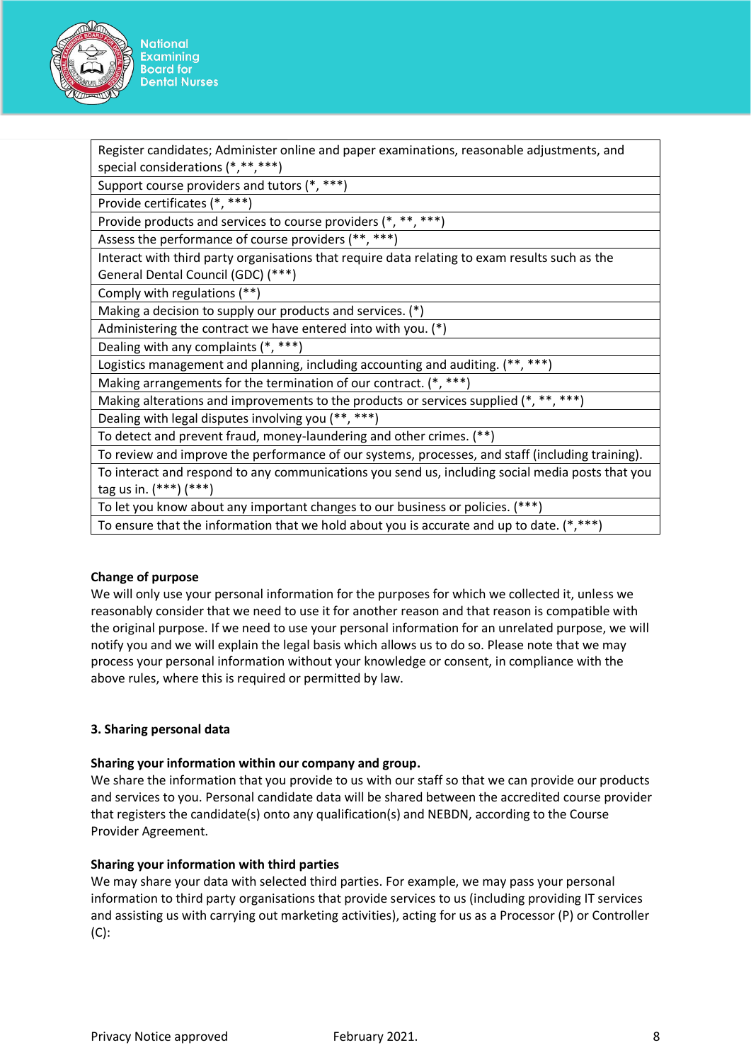| Register candidates; Administer online and paper examinations, reasonable adjustments, and special considerations (*,**,***) |
|---|
| Support course providers and tutors (*, ***) |
| Provide certificates (*, ***) |
| Provide products and services to course providers (*, **, ***) |
| Assess the performance of course providers (**, ***) |
| Interact with third party organisations that require data relating to exam results such as the General Dental Council (GDC) (***) |
| Comply with regulations (**) |
| Making a decision to supply our products and services. (*) |
| Administering the contract we have entered into with you. (*) |
| Dealing with any complaints (*, ***) |
| Logistics management and planning, including accounting and auditing. (**, ***) |
| Making arrangements for the termination of our contract. (*, ***) |
| Making alterations and improvements to the products or services supplied (*, **, ***) |
| Dealing with legal disputes involving you (**, ***) |
| To detect and prevent fraud, money-laundering and other crimes. (**) |
| To review and improve the performance of our systems, processes, and staff (including training). |
| To interact and respond to any communications you send us, including social media posts that you tag us in. (***) (***) |
| To let you know about any important changes to our business or policies. (***) |
| To ensure that the information that we hold about you is accurate and up to date. (*,***) |

**Change of purpose**

We will only use your personal information for the purposes for which we collected it, unless we reasonably consider that we need to use it for another reason and that reason is compatible with the original purpose. If we need to use your personal information for an unrelated purpose, we will notify you and we will explain the legal basis which allows us to do so. Please note that we may process your personal information without your knowledge or consent, in compliance with the above rules, where this is required or permitted by law.

**3. Sharing personal data**

**Sharing your information within our company and group.**

We share the information that you provide to us with our staff so that we can provide our products and services to you. Personal candidate data will be shared between the accredited course provider that registers the candidate(s) onto any qualification(s) and NEBDN, according to the Course Provider Agreement.

**Sharing your information with third parties**

We may share your data with selected third parties. For example, we may pass your personal information to third party organisations that provide services to us (including providing IT services and assisting us with carrying out marketing activities), acting for us as a Processor (P) or Controller (C):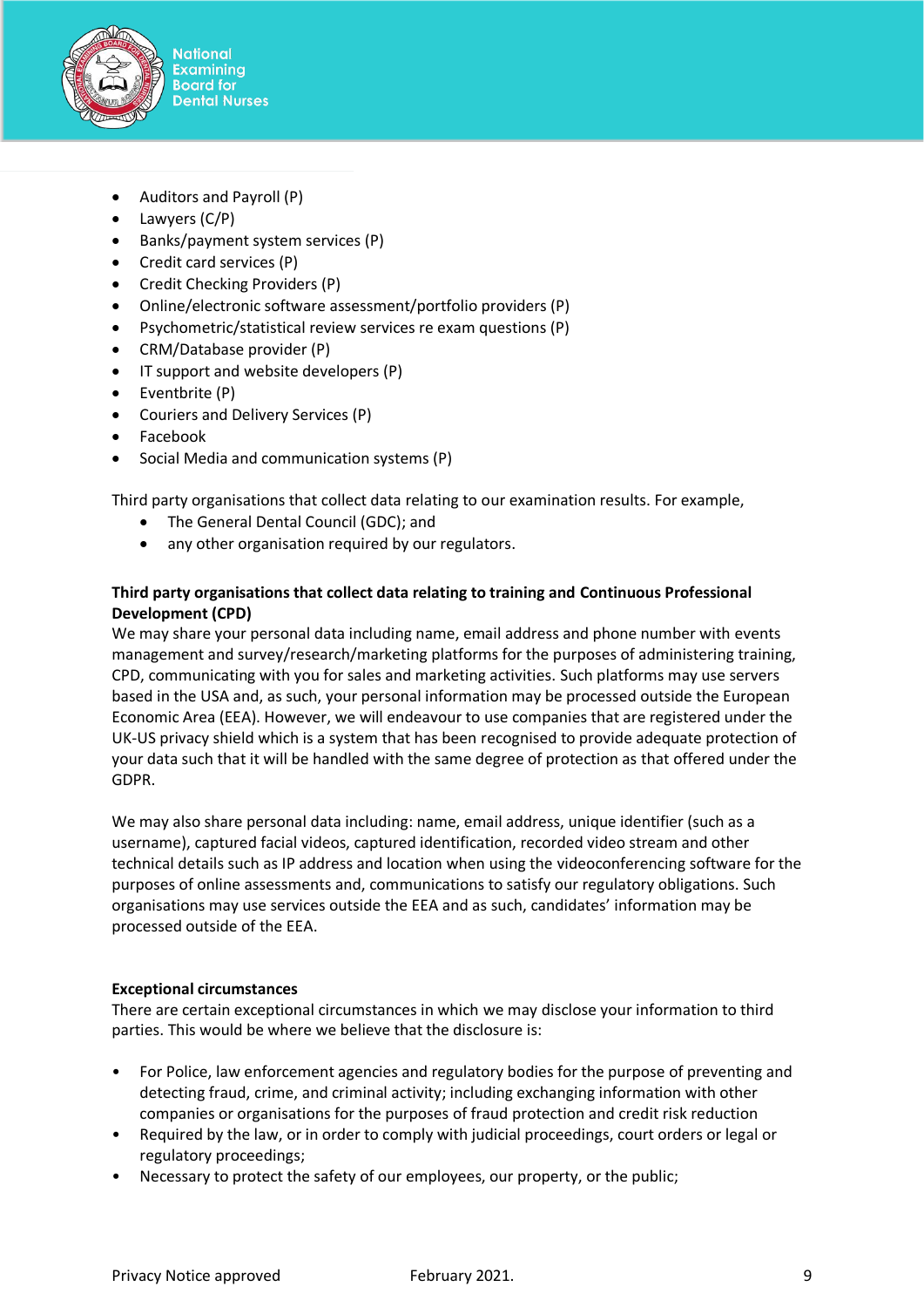- Auditors and Payroll (P)
- Lawyers (C/P)
- Banks/payment system services (P)
- Credit card services (P)
- Credit Checking Providers (P)
- Online/electronic software assessment/portfolio providers (P)
- Psychometric/statistical review services re exam questions (P)
- CRM/Database provider (P)
- IT support and website developers (P)
- Eventbrite (P)
- Couriers and Delivery Services (P)
- Facebook
- Social Media and communication systems (P)

Third party organisations that collect data relating to our examination results. For example,

- The General Dental Council (GDC); and
- any other organisation required by our regulators.

**Third party organisations that collect data relating to training and Continuous Professional Development (CPD)**

We may share your personal data including name, email address and phone number with events management and survey/research/marketing platforms for the purposes of administering training, CPD, communicating with you for sales and marketing activities. Such platforms may use servers based in the USA and, as such, your personal information may be processed outside the European Economic Area (EEA). However, we will endeavour to use companies that are registered under the UK-US privacy shield which is a system that has been recognised to provide adequate protection of your data such that it will be handled with the same degree of protection as that offered under the GDPR.

We may also share personal data including: name, email address, unique identifier (such as a username), captured facial videos, captured identification, recorded video stream and other technical details such as IP address and location when using the videoconferencing software for the purposes of online assessments and, communications to satisfy our regulatory obligations. Such organisations may use services outside the EEA and as such, candidates' information may be processed outside of the EEA.

**Exceptional circumstances**

There are certain exceptional circumstances in which we may disclose your information to third parties. This would be where we believe that the disclosure is:

- For Police, law enforcement agencies and regulatory bodies for the purpose of preventing and detecting fraud, crime, and criminal activity; including exchanging information with other companies or organisations for the purposes of fraud protection and credit risk reduction
- Required by the law, or in order to comply with judicial proceedings, court orders or legal or regulatory proceedings;
- Necessary to protect the safety of our employees, our property, or the public;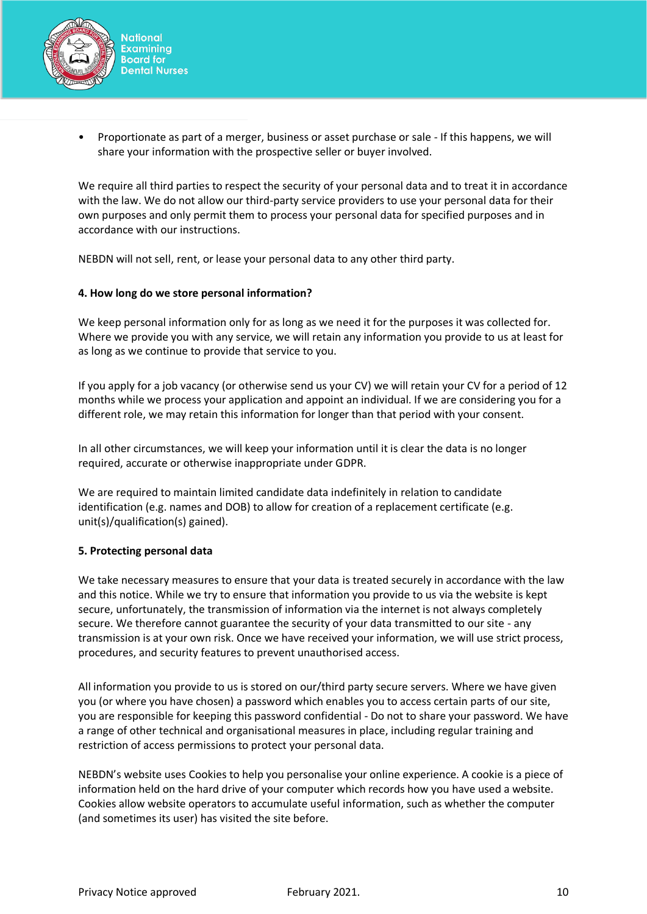- Proportionate as part of a merger, business or asset purchase or sale - If this happens, we will share your information with the prospective seller or buyer involved.

We require all third parties to respect the security of your personal data and to treat it in accordance with the law. We do not allow our third-party service providers to use your personal data for their own purposes and only permit them to process your personal data for specified purposes and in accordance with our instructions.

NEBDN will not sell, rent, or lease your personal data to any other third party.

**4. How long do we store personal information?**

We keep personal information only for as long as we need it for the purposes it was collected for. Where we provide you with any service, we will retain any information you provide to us at least for as long as we continue to provide that service to you.

If you apply for a job vacancy (or otherwise send us your CV) we will retain your CV for a period of 12 months while we process your application and appoint an individual. If we are considering you for a different role, we may retain this information for longer than that period with your consent.

In all other circumstances, we will keep your information until it is clear the data is no longer required, accurate or otherwise inappropriate under GDPR.

We are required to maintain limited candidate data indefinitely in relation to candidate identification (e.g. names and DOB) to allow for creation of a replacement certificate (e.g. unit(s)/qualification(s) gained).

**5. Protecting personal data**

We take necessary measures to ensure that your data is treated securely in accordance with the law and this notice. While we try to ensure that information you provide to us via the website is kept secure, unfortunately, the transmission of information via the internet is not always completely secure. We therefore cannot guarantee the security of your data transmitted to our site - any transmission is at your own risk. Once we have received your information, we will use strict process, procedures, and security features to prevent unauthorised access.

All information you provide to us is stored on our/third party secure servers. Where we have given you (or where you have chosen) a password which enables you to access certain parts of our site, you are responsible for keeping this password confidential - Do not to share your password. We have a range of other technical and organisational measures in place, including regular training and restriction of access permissions to protect your personal data.

NEBDN's website uses Cookies to help you personalise your online experience. A cookie is a piece of information held on the hard drive of your computer which records how you have used a website. Cookies allow website operators to accumulate useful information, such as whether the computer (and sometimes its user) has visited the site before.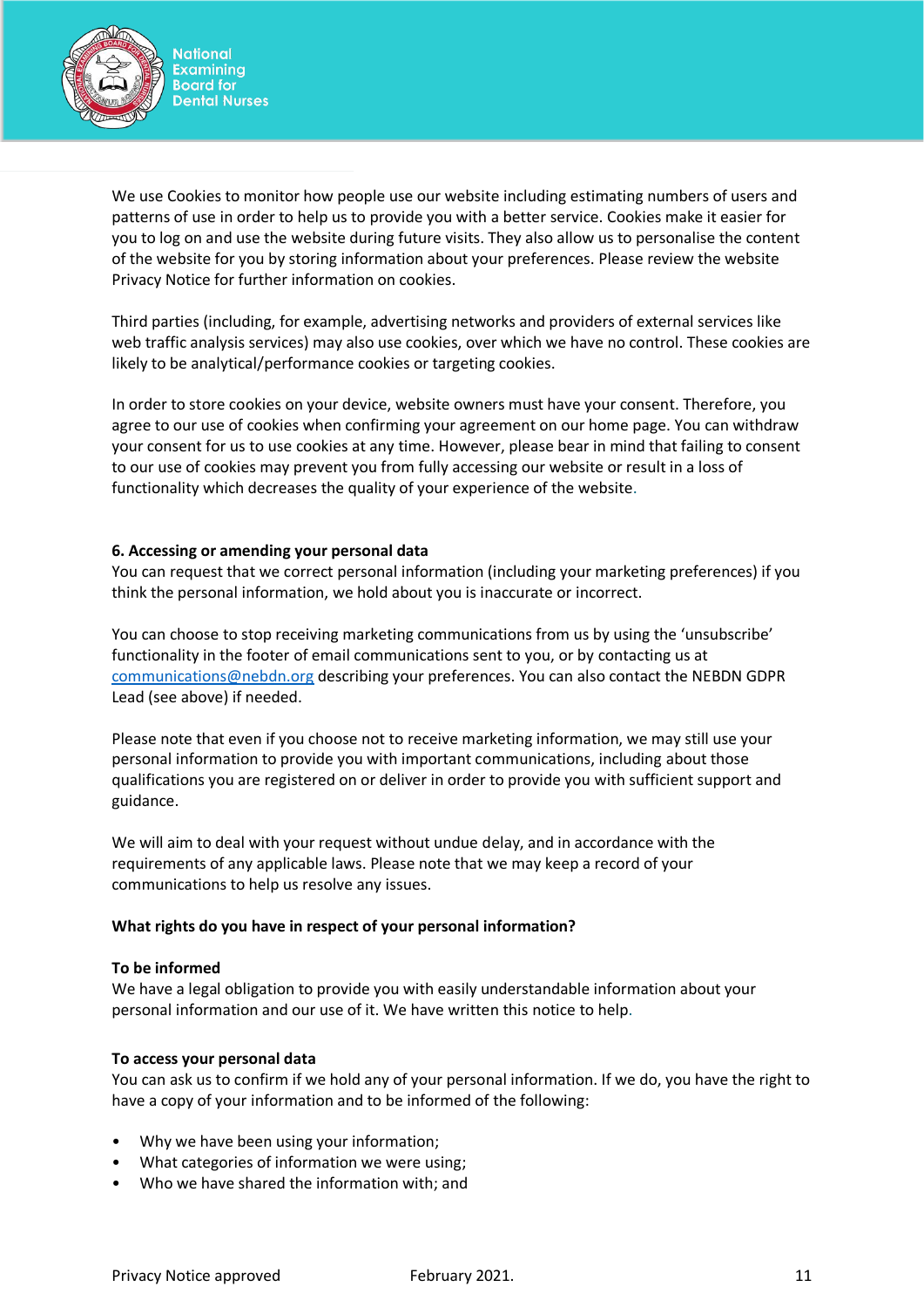We use Cookies to monitor how people use our website including estimating numbers of users and patterns of use in order to help us to provide you with a better service. Cookies make it easier for you to log on and use the website during future visits. They also allow us to personalise the content of the website for you by storing information about your preferences. Please review the website Privacy Notice for further information on cookies.

Third parties (including, for example, advertising networks and providers of external services like web traffic analysis services) may also use cookies, over which we have no control. These cookies are likely to be analytical/performance cookies or targeting cookies.

In order to store cookies on your device, website owners must have your consent. Therefore, you agree to our use of cookies when confirming your agreement on our home page. You can withdraw your consent for us to use cookies at any time. However, please bear in mind that failing to consent to our use of cookies may prevent you from fully accessing our website or result in a loss of functionality which decreases the quality of your experience of the website.

**6. Accessing or amending your personal data**

You can request that we correct personal information (including your marketing preferences) if you think the personal information, we hold about you is inaccurate or incorrect.

You can choose to stop receiving marketing communications from us by using the 'unsubscribe' functionality in the footer of email communications sent to you, or by contacting us at communications@nebdn.org describing your preferences. You can also contact the NEBDN GDPR Lead (see above) if needed.

Please note that even if you choose not to receive marketing information, we may still use your personal information to provide you with important communications, including about those qualifications you are registered on or deliver in order to provide you with sufficient support and guidance.

We will aim to deal with your request without undue delay, and in accordance with the requirements of any applicable laws. Please note that we may keep a record of your communications to help us resolve any issues.

**What rights do you have in respect of your personal information?**

**To be informed**

We have a legal obligation to provide you with easily understandable information about your personal information and our use of it. We have written this notice to help.

**To access your personal data**

You can ask us to confirm if we hold any of your personal information. If we do, you have the right to have a copy of your information and to be informed of the following:

- Why we have been using your information;
- What categories of information we were using;
- Who we have shared the information with; and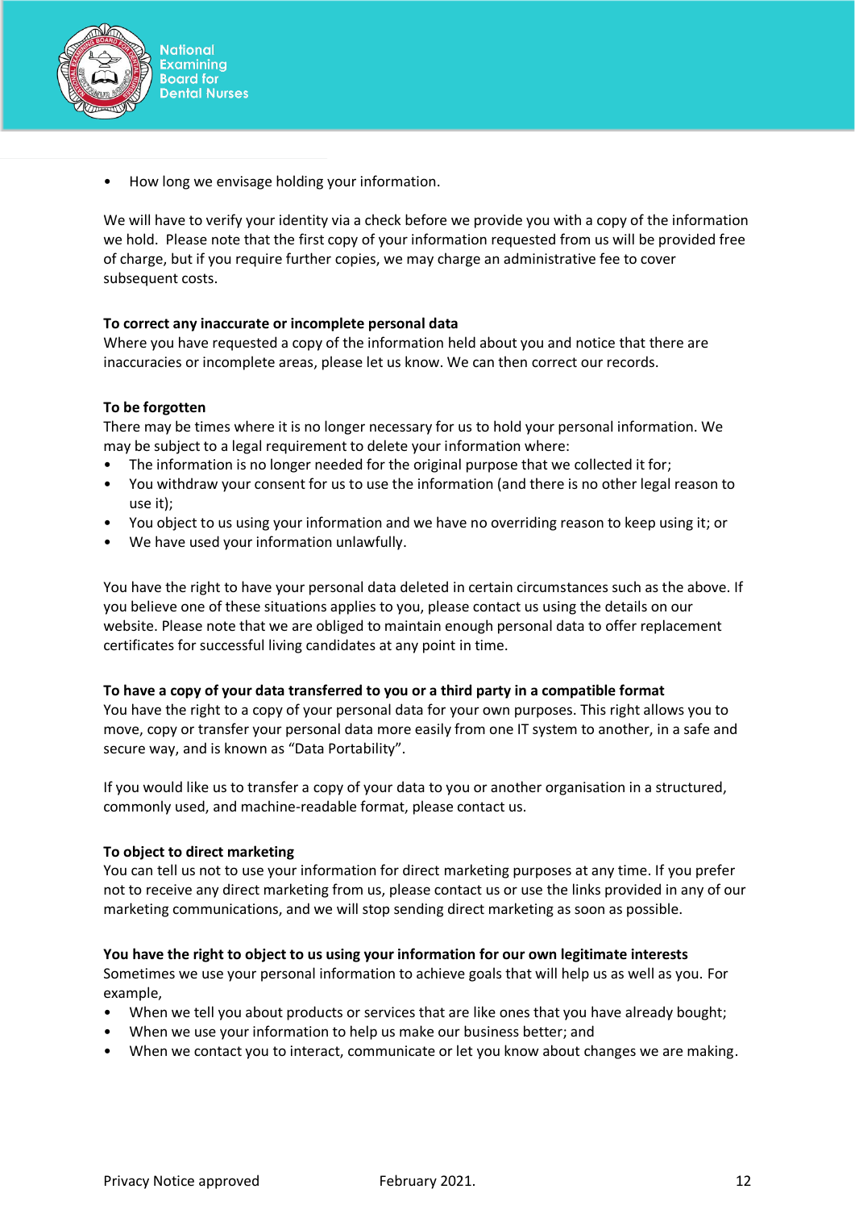- How long we envisage holding your information.

We will have to verify your identity via a check before we provide you with a copy of the information we hold. Please note that the first copy of your information requested from us will be provided free of charge, but if you require further copies, we may charge an administrative fee to cover subsequent costs.

**To correct any inaccurate or incomplete personal data**
Where you have requested a copy of the information held about you and notice that there are inaccuracies or incomplete areas, please let us know. We can then correct our records.

**To be forgotten**
There may be times where it is no longer necessary for us to hold your personal information. We may be subject to a legal requirement to delete your information where:

- The information is no longer needed for the original purpose that we collected it for;
- You withdraw your consent for us to use the information (and there is no other legal reason to use it);
- You object to us using your information and we have no overriding reason to keep using it; or
- We have used your information unlawfully.

You have the right to have your personal data deleted in certain circumstances such as the above. If you believe one of these situations applies to you, please contact us using the details on our website. Please note that we are obliged to maintain enough personal data to offer replacement certificates for successful living candidates at any point in time.

**To have a copy of your data transferred to you or a third party in a compatible format**
You have the right to a copy of your personal data for your own purposes. This right allows you to move, copy or transfer your personal data more easily from one IT system to another, in a safe and secure way, and is known as "Data Portability".

If you would like us to transfer a copy of your data to you or another organisation in a structured, commonly used, and machine-readable format, please contact us.

**To object to direct marketing**
You can tell us not to use your information for direct marketing purposes at any time. If you prefer not to receive any direct marketing from us, please contact us or use the links provided in any of our marketing communications, and we will stop sending direct marketing as soon as possible.

**You have the right to object to us using your information for our own legitimate interests**
Sometimes we use your personal information to achieve goals that will help us as well as you. For example,

- When we tell you about products or services that are like ones that you have already bought;
- When we use your information to help us make our business better; and
- When we contact you to interact, communicate or let you know about changes we are making.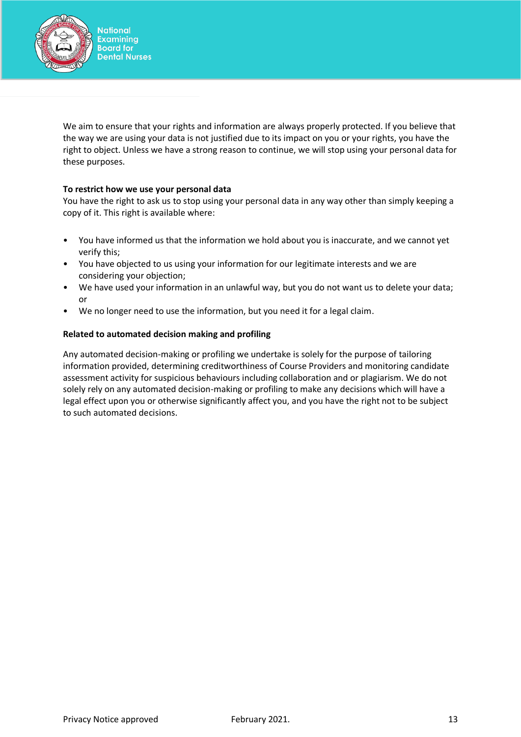We aim to ensure that your rights and information are always properly protected. If you believe that the way we are using your data is not justified due to its impact on you or your rights, you have the right to object. Unless we have a strong reason to continue, we will stop using your personal data for these purposes.

**To restrict how we use your personal data**

You have the right to ask us to stop using your personal data in any way other than simply keeping a copy of it. This right is available where:

- You have informed us that the information we hold about you is inaccurate, and we cannot yet verify this;
- You have objected to us using your information for our legitimate interests and we are considering your objection;
- We have used your information in an unlawful way, but you do not want us to delete your data; or
- We no longer need to use the information, but you need it for a legal claim.

**Related to automated decision making and profiling**

Any automated decision-making or profiling we undertake is solely for the purpose of tailoring information provided, determining creditworthiness of Course Providers and monitoring candidate assessment activity for suspicious behaviours including collaboration and or plagiarism. We do not solely rely on any automated decision-making or profiling to make any decisions which will have a legal effect upon you or otherwise significantly affect you, and you have the right not to be subject to such automated decisions.